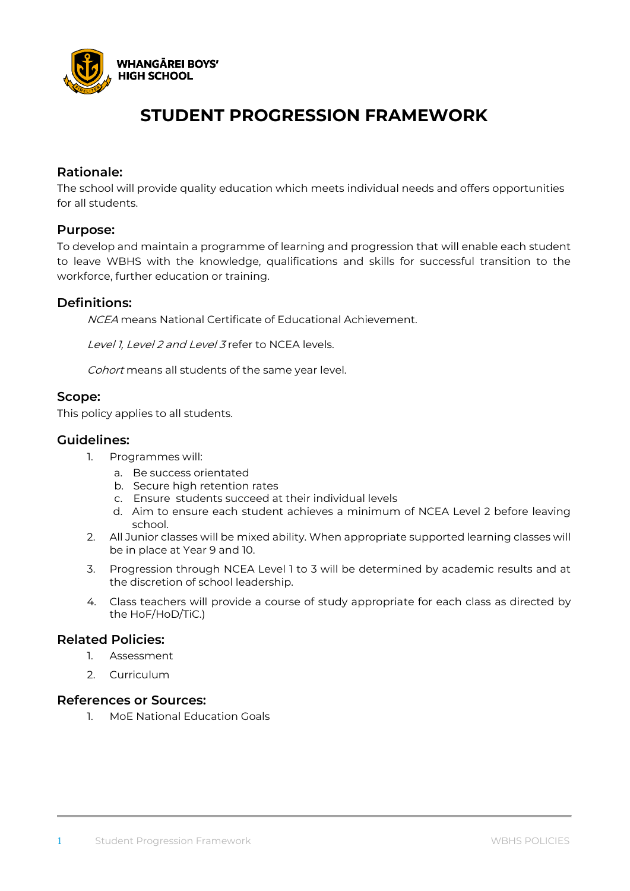**WHANGĀREI BOYS' HIGH SCHOOL**

# STUDENT PROGRESSION FRAMEWORK

## Rationale:

The school will provide quality education which meets individual needs and offers opportunities for all students.

## Purpose:

To develop and maintain a programme of learning and progression that will enable each student to leave WBHS with the knowledge, qualifications and skills for successful transition to the workforce, further education or training.

## Definitions:

*NCEA* means National Certificate of Educational Achievement.

*Level 1, Level 2 and Level 3* refer to NCEA levels.

*Cohort* means all students of the same year level.

## Scope:

This policy applies to all students.

## Guidelines:

1. Programmes will:
    a. Be success orientated
    b. Secure high retention rates
    c. Ensure students succeed at their individual levels
    d. Aim to ensure each student achieves a minimum of NCEA Level 2 before leaving school.
2. All Junior classes will be mixed ability. When appropriate supported learning classes will be in place at Year 9 and 10.
3. Progression through NCEA Level 1 to 3 will be determined by academic results and at the discretion of school leadership.
4. Class teachers will provide a course of study appropriate for each class as directed by the HoF/HoD/TiC.)

## Related Policies:

1. Assessment
2. Curriculum

## References or Sources:

1. MoE National Education Goals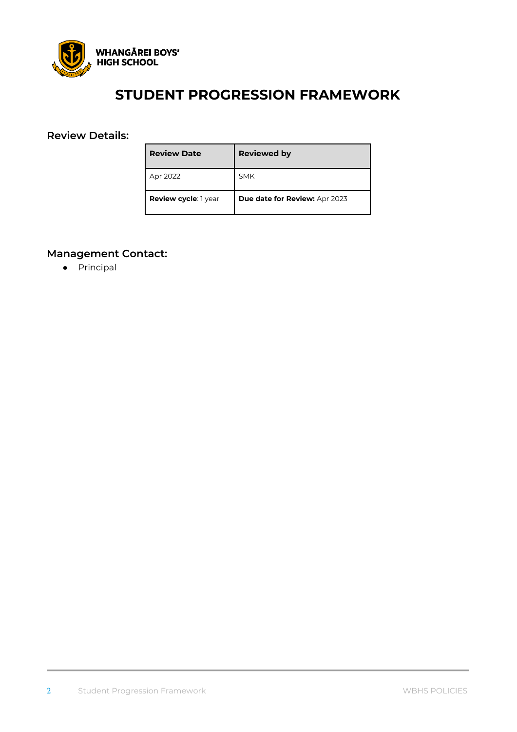WHANGĀREI BOYS' HIGH SCHOOL

# STUDENT PROGRESSION FRAMEWORK

### Review Details:

| Review Date | Reviewed by |
|---|---|
| Apr 2022 | SMK |
| **Review cycle**: 1 year | **Due date for Review:** Apr 2023 |

### Management Contact:

- Principal